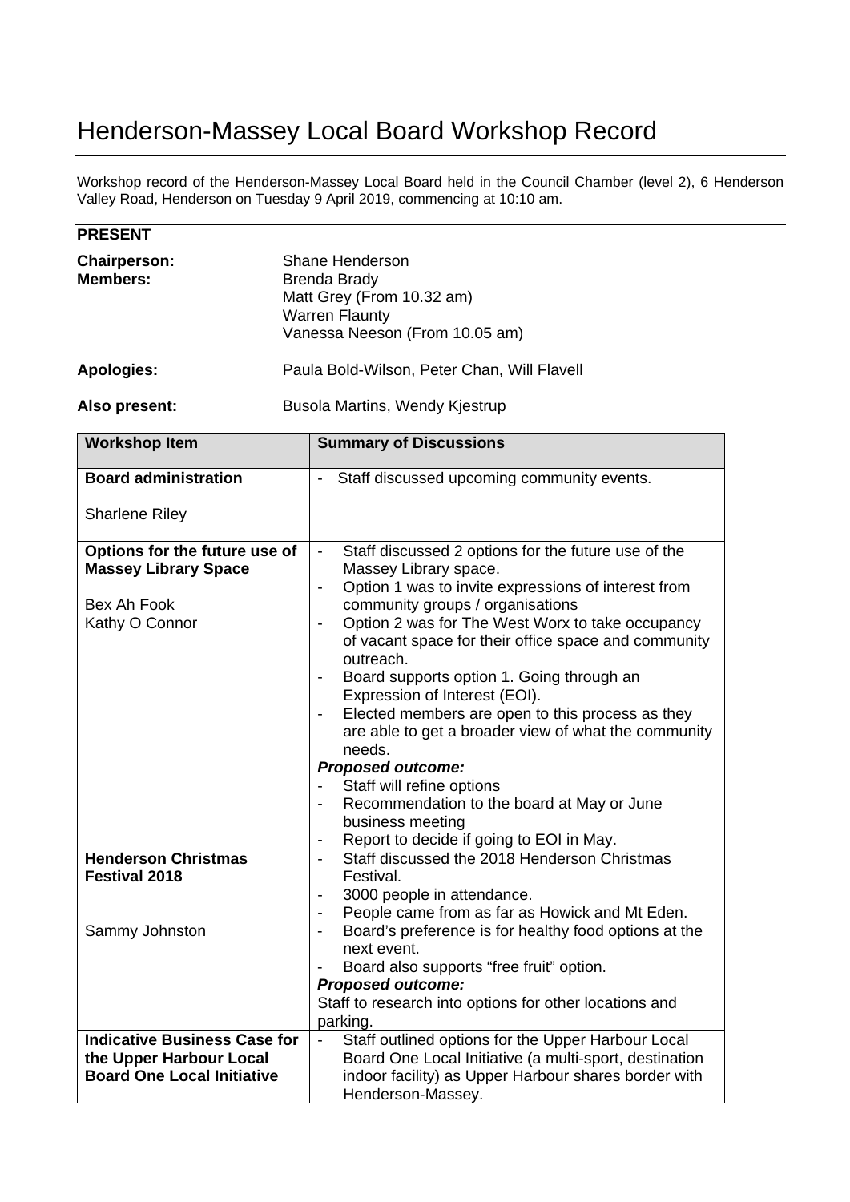# Henderson-Massey Local Board Workshop Record

Workshop record of the Henderson-Massey Local Board held in the Council Chamber (level 2), 6 Henderson Valley Road, Henderson on Tuesday 9 April 2019, commencing at 10:10 am.

**PRESENT**

| | |
|---|---|
| **Chairperson:** | Shane Henderson |
| **Members:** | Brenda Brady<br>Matt Grey (From 10.32 am)<br>Warren Flaunty<br>Vanessa Neeson (From 10.05 am) |
| **Apologies:** | Paula Bold-Wilson, Peter Chan, Will Flavell |
| **Also present:** | Busola Martins, Wendy Kjestrup |

| Workshop Item | Summary of Discussions |
|---|---|
| **Board administration**<br><br>Sharlene Riley | - Staff discussed upcoming community events. |
| **Options for the future use of Massey Library Space**<br><br>Bex Ah Fook<br>Kathy O Connor | - Staff discussed 2 options for the future use of the Massey Library space.<br>- Option 1 was to invite expressions of interest from community groups / organisations<br>- Option 2 was for The West Worx to take occupancy of vacant space for their office space and community outreach.<br>- Board supports option 1. Going through an Expression of Interest (EOI).<br>- Elected members are open to this process as they are able to get a broader view of what the community needs.<br>***Proposed outcome:***<br>- Staff will refine options<br>- Recommendation to the board at May or June business meeting<br>- Report to decide if going to EOI in May. |
| **Henderson Christmas Festival 2018**<br><br>Sammy Johnston | - Staff discussed the 2018 Henderson Christmas Festival.<br>- 3000 people in attendance.<br>- People came from as far as Howick and Mt Eden.<br>- Board's preference is for healthy food options at the next event.<br>- Board also supports "free fruit" option.<br>***Proposed outcome:***<br>Staff to research into options for other locations and parking. |
| **Indicative Business Case for the Upper Harbour Local Board One Local Initiative** | - Staff outlined options for the Upper Harbour Local Board One Local Initiative (a multi-sport, destination indoor facility) as Upper Harbour shares border with Henderson-Massey. |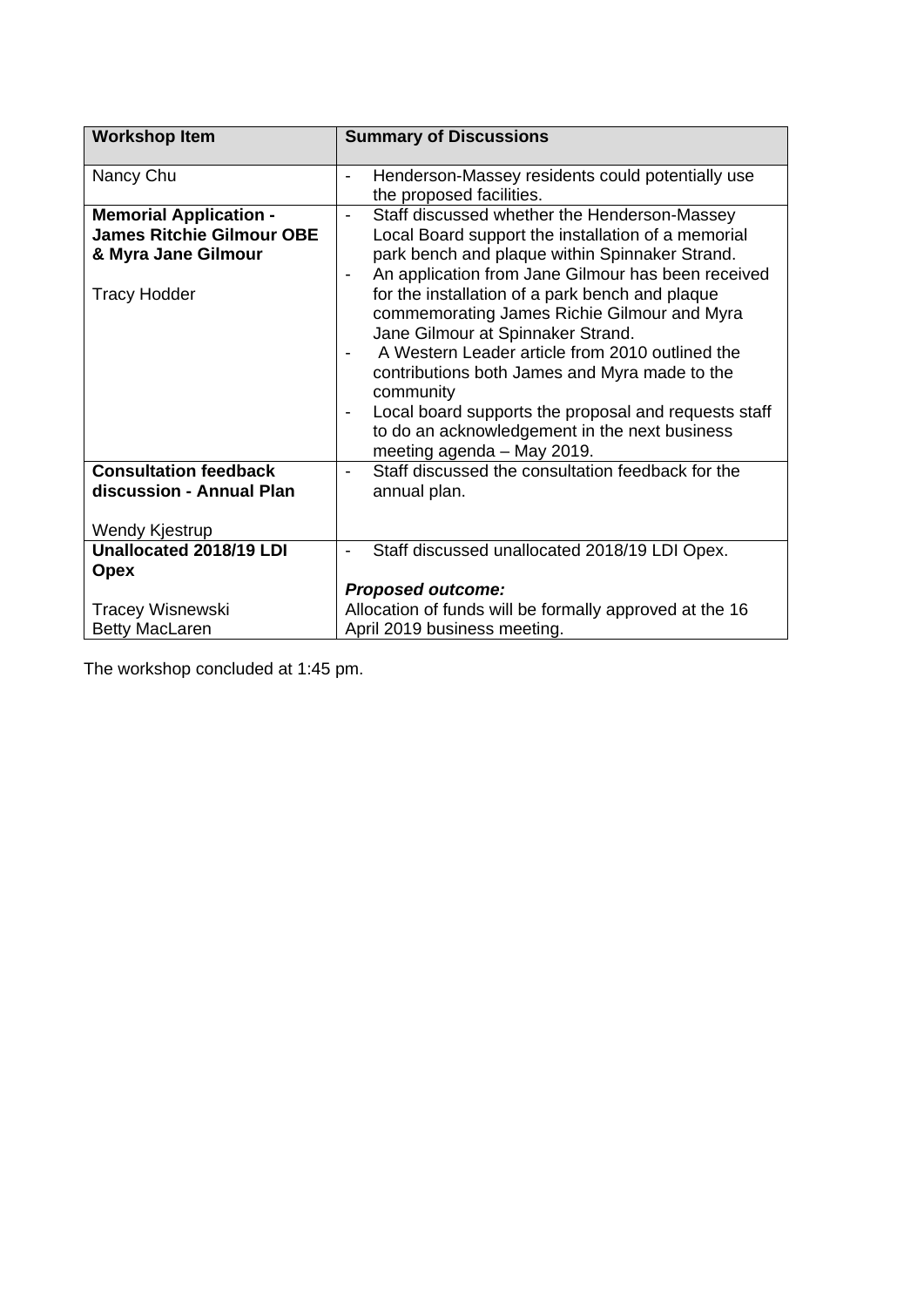| Workshop Item | Summary of Discussions |
|---|---|
| Nancy Chu | - Henderson-Massey residents could potentially use the proposed facilities. |
| **Memorial Application - James Ritchie Gilmour OBE & Myra Jane Gilmour**<br><br>Tracy Hodder | - Staff discussed whether the Henderson-Massey Local Board support the installation of a memorial park bench and plaque within Spinnaker Strand.<br>- An application from Jane Gilmour has been received for the installation of a park bench and plaque commemorating James Richie Gilmour and Myra Jane Gilmour at Spinnaker Strand.<br>- A Western Leader article from 2010 outlined the contributions both James and Myra made to the community<br>- Local board supports the proposal and requests staff to do an acknowledgement in the next business meeting agenda – May 2019. |
| **Consultation feedback discussion - Annual Plan**<br><br>Wendy Kjestrup | - Staff discussed the consultation feedback for the annual plan. |
| **Unallocated 2018/19 LDI Opex**<br><br>Tracey Wisnewski<br>Betty MacLaren | - Staff discussed unallocated 2018/19 LDI Opex.<br><br>***Proposed outcome:***<br>Allocation of funds will be formally approved at the 16 April 2019 business meeting. |

The workshop concluded at 1:45 pm.